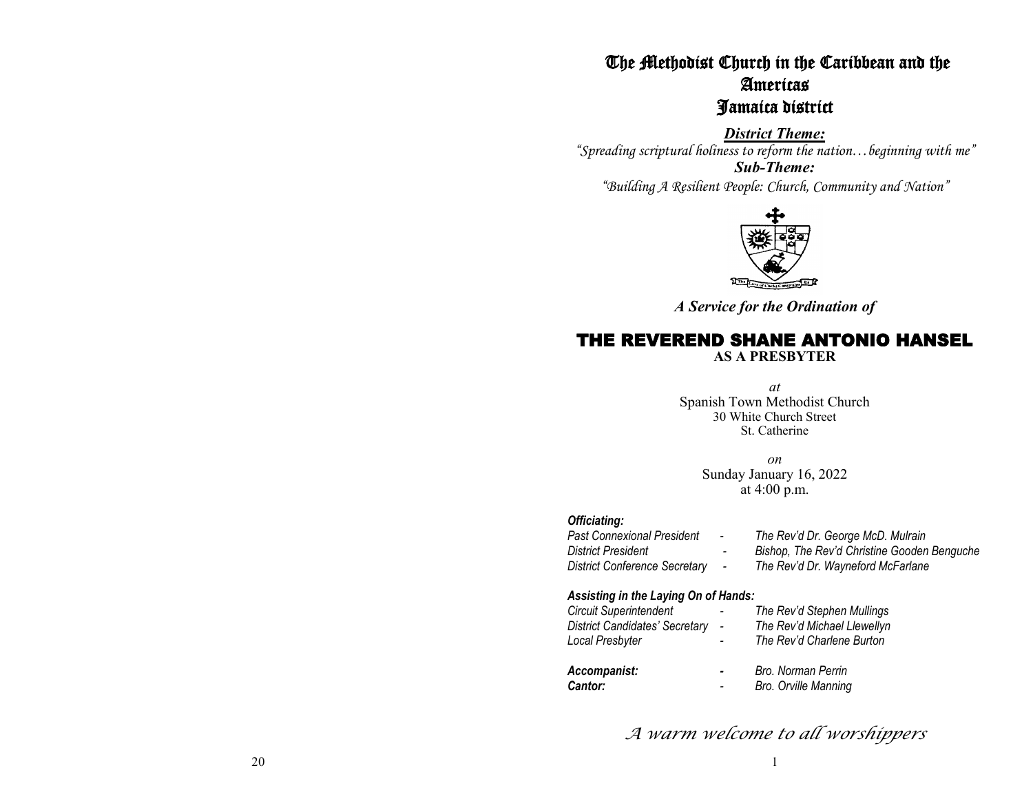# The Methodist Church in the Caribbean and the Americas
# Jamaica district

***District Theme:***

*"Spreading scriptural holiness to reform the nation…beginning with me"*

***Sub-Theme:***

*"Building A Resilient People: Church, Community and Nation"*

***A Service for the Ordination of***

## THE REVEREND SHANE ANTONIO HANSEL
**AS A PRESBYTER**

*at*
Spanish Town Methodist Church
30 White Church Street
St. Catherine

*on*
Sunday January 16, 2022
at 4:00 p.m.

***Officiating:***

| | | |
|---|---|---|
| *Past Connexional President* | - | *The Rev'd Dr. George McD. Mulrain* |
| *District President* | - | *Bishop, The Rev'd Christine Gooden Benguche* |
| *District Conference Secretary* | - | *The Rev'd Dr. Wayneford McFarlane* |

***Assisting in the Laying On of Hands:***

| | | |
|---|---|---|
| *Circuit Superintendent* | - | *The Rev'd Stephen Mullings* |
| *District Candidates' Secretary* | - | *The Rev'd Michael Llewellyn* |
| *Local Presbyter* | - | *The Rev'd Charlene Burton* |

| | | |
|---|---|---|
| ***Accompanist:*** | - | *Bro. Norman Perrin* |
| ***Cantor:*** | - | *Bro. Orville Manning* |

*A warm welcome to all worshippers*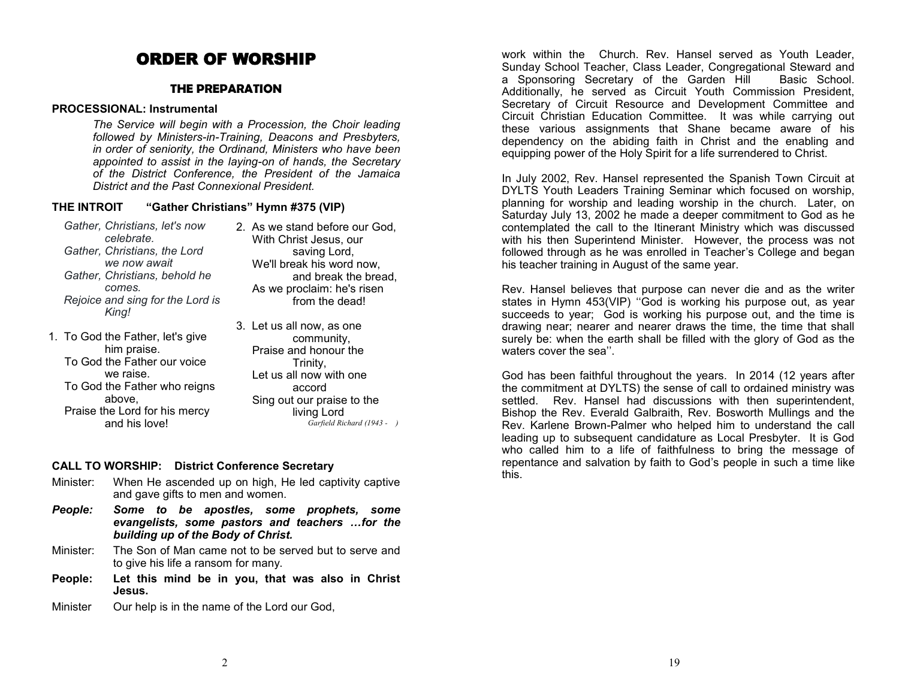# ORDER OF WORSHIP

## THE PREPARATION

### PROCESSIONAL: Instrumental

*The Service will begin with a Procession, the Choir leading followed by Ministers-in-Training, Deacons and Presbyters, in order of seniority, the Ordinand, Ministers who have been appointed to assist in the laying-on of hands, the Secretary of the District Conference, the President of the Jamaica District and the Past Connexional President.*

### THE INTROIT "Gather Christians" Hymn #375 (VIP)

*Gather, Christians, let's now celebrate.*
*Gather, Christians, the Lord we now await*
*Gather, Christians, behold he comes.*
*Rejoice and sing for the Lord is King!*

1. To God the Father, let's give him praise.
   To God the Father our voice we raise.
   To God the Father who reigns above,
   Praise the Lord for his mercy and his love!

2. As we stand before our God,
   With Christ Jesus, our saving Lord,
   We'll break his word now, and break the bread,
   As we proclaim: he's risen from the dead!

3. Let us all now, as one community,
   Praise and honour the Trinity,
   Let us all now with one accord
   Sing out our praise to the living Lord

*Garfield Richard (1943 - )*

### CALL TO WORSHIP: District Conference Secretary

Minister: When He ascended up on high, He led captivity captive and gave gifts to men and women.

***People: Some to be apostles, some prophets, some evangelists, some pastors and teachers …for the building up of the Body of Christ.***

Minister: The Son of Man came not to be served but to serve and to give his life a ransom for many.

**People: Let this mind be in you, that was also in Christ Jesus.**

Minister Our help is in the name of the Lord our God,

work within the Church. Rev. Hansel served as Youth Leader, Sunday School Teacher, Class Leader, Congregational Steward and a Sponsoring Secretary of the Garden Hill Basic School. Additionally, he served as Circuit Youth Commission President, Secretary of Circuit Resource and Development Committee and Circuit Christian Education Committee. It was while carrying out these various assignments that Shane became aware of his dependency on the abiding faith in Christ and the enabling and equipping power of the Holy Spirit for a life surrendered to Christ.

In July 2002, Rev. Hansel represented the Spanish Town Circuit at DYLTS Youth Leaders Training Seminar which focused on worship, planning for worship and leading worship in the church. Later, on Saturday July 13, 2002 he made a deeper commitment to God as he contemplated the call to the Itinerant Ministry which was discussed with his then Superintend Minister. However, the process was not followed through as he was enrolled in Teacher's College and began his teacher training in August of the same year.

Rev. Hansel believes that purpose can never die and as the writer states in Hymn 453(VIP) ''God is working his purpose out, as year succeeds to year; God is working his purpose out, and the time is drawing near; nearer and nearer draws the time, the time that shall surely be: when the earth shall be filled with the glory of God as the waters cover the sea''.

God has been faithful throughout the years. In 2014 (12 years after the commitment at DYLTS) the sense of call to ordained ministry was settled. Rev. Hansel had discussions with then superintendent, Bishop the Rev. Everald Galbraith, Rev. Bosworth Mullings and the Rev. Karlene Brown-Palmer who helped him to understand the call leading up to subsequent candidature as Local Presbyter. It is God who called him to a life of faithfulness to bring the message of repentance and salvation by faith to God's people in such a time like this.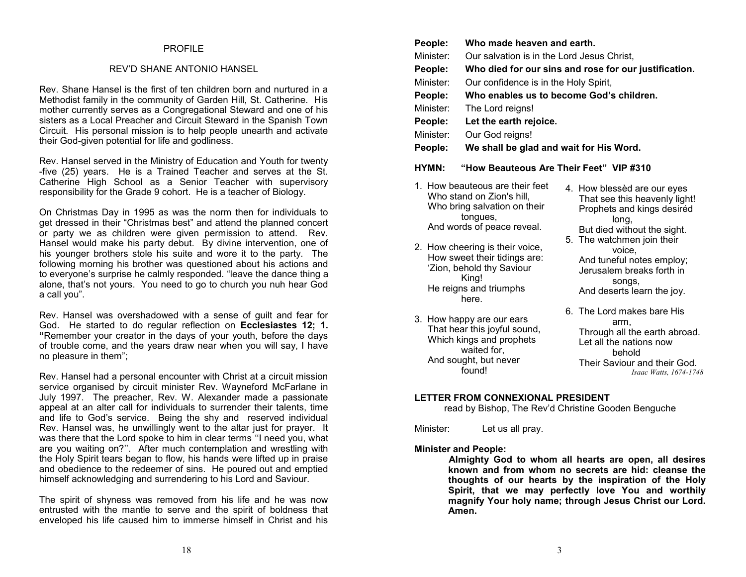## PROFILE

## REV'D SHANE ANTONIO HANSEL

Rev. Shane Hansel is the first of ten children born and nurtured in a Methodist family in the community of Garden Hill, St. Catherine. His mother currently serves as a Congregational Steward and one of his sisters as a Local Preacher and Circuit Steward in the Spanish Town Circuit. His personal mission is to help people unearth and activate their God-given potential for life and godliness.

Rev. Hansel served in the Ministry of Education and Youth for twenty -five (25) years. He is a Trained Teacher and serves at the St. Catherine High School as a Senior Teacher with supervisory responsibility for the Grade 9 cohort. He is a teacher of Biology.

On Christmas Day in 1995 as was the norm then for individuals to get dressed in their "Christmas best" and attend the planned concert or party we as children were given permission to attend. Rev. Hansel would make his party debut. By divine intervention, one of his younger brothers stole his suite and wore it to the party. The following morning his brother was questioned about his actions and to everyone's surprise he calmly responded. "leave the dance thing a alone, that's not yours. You need to go to church you nuh hear God a call you".

Rev. Hansel was overshadowed with a sense of guilt and fear for God. He started to do regular reflection on **Ecclesiastes 12; 1. "**Remember your creator in the days of your youth, before the days of trouble come, and the years draw near when you will say, I have no pleasure in them";

Rev. Hansel had a personal encounter with Christ at a circuit mission service organised by circuit minister Rev. Wayneford McFarlane in July 1997. The preacher, Rev. W. Alexander made a passionate appeal at an alter call for individuals to surrender their talents, time and life to God's service. Being the shy and reserved individual Rev. Hansel was, he unwillingly went to the altar just for prayer. It was there that the Lord spoke to him in clear terms ''I need you, what are you waiting on?''. After much contemplation and wrestling with the Holy Spirit tears began to flow, his hands were lifted up in praise and obedience to the redeemer of sins. He poured out and emptied himself acknowledging and surrendering to his Lord and Saviour.

The spirit of shyness was removed from his life and he was now entrusted with the mantle to serve and the spirit of boldness that enveloped his life caused him to immerse himself in Christ and his

**People: Who made heaven and earth.**
Minister: Our salvation is in the Lord Jesus Christ,
**People: Who died for our sins and rose for our justification.**
Minister: Our confidence is in the Holy Spirit,
**People: Who enables us to become God's children.**
Minister: The Lord reigns!
**People: Let the earth rejoice.**
Minister: Our God reigns!
**People: We shall be glad and wait for His Word.**

**HYMN: "How Beauteous Are Their Feet" VIP #310**

1. How beauteous are their feet
   Who stand on Zion's hill,
   Who bring salvation on their tongues,
   And words of peace reveal.

2. How cheering is their voice,
   How sweet their tidings are:
   'Zion, behold thy Saviour King!
   He reigns and triumphs here.

3. How happy are our ears
   That hear this joyful sound,
   Which kings and prophets waited for,
   And sought, but never found!

4. How blessèd are our eyes
   That see this heavenly light!
   Prophets and kings desiréd long,
   But died without the sight.

5. The watchmen join their voice,
   And tuneful notes employ;
   Jerusalem breaks forth in songs,
   And deserts learn the joy.

6. The Lord makes bare His arm,
   Through all the earth abroad.
   Let all the nations now behold
   Their Saviour and their God.

*Isaac Watts, 1674-1748*

**LETTER FROM CONNEXIONAL PRESIDENT**
read by Bishop, The Rev'd Christine Gooden Benguche

Minister: Let us all pray.

**Minister and People:**
**Almighty God to whom all hearts are open, all desires known and from whom no secrets are hid: cleanse the thoughts of our hearts by the inspiration of the Holy Spirit, that we may perfectly love You and worthily magnify Your holy name; through Jesus Christ our Lord. Amen.**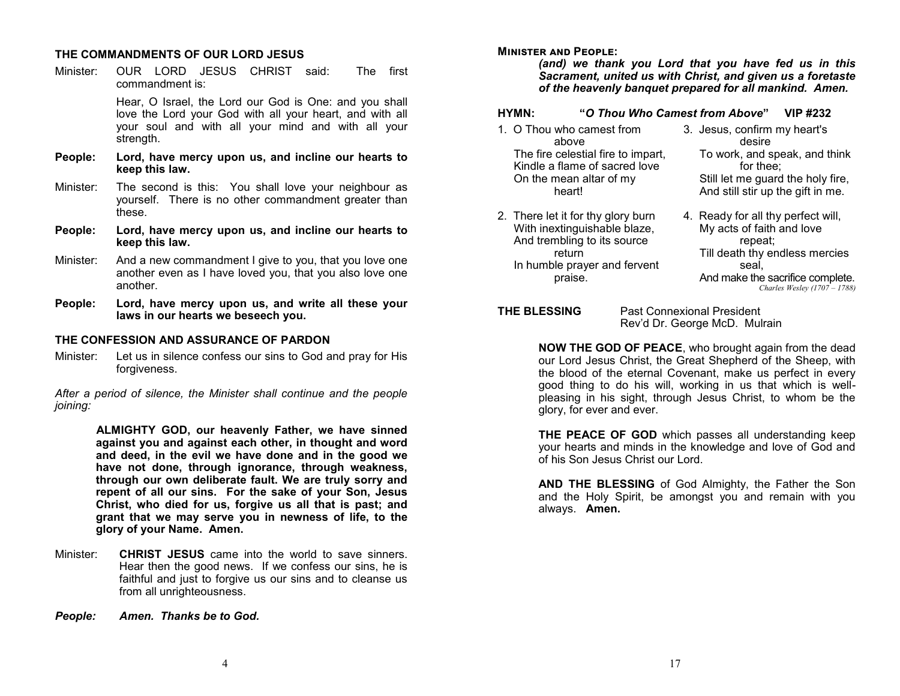## THE COMMANDMENTS OF OUR LORD JESUS

Minister: OUR LORD JESUS CHRIST said: The first commandment is:

Hear, O Israel, the Lord our God is One: and you shall love the Lord your God with all your heart, and with all your soul and with all your mind and with all your strength.

**People: Lord, have mercy upon us, and incline our hearts to keep this law.**

Minister: The second is this: You shall love your neighbour as yourself. There is no other commandment greater than these.

**People: Lord, have mercy upon us, and incline our hearts to keep this law.**

Minister: And a new commandment I give to you, that you love one another even as I have loved you, that you also love one another.

**People: Lord, have mercy upon us, and write all these your laws in our hearts we beseech you.**

## THE CONFESSION AND ASSURANCE OF PARDON

Minister: Let us in silence confess our sins to God and pray for His forgiveness.

*After a period of silence, the Minister shall continue and the people joining:*

**ALMIGHTY GOD, our heavenly Father, we have sinned against you and against each other, in thought and word and deed, in the evil we have done and in the good we have not done, through ignorance, through weakness, through our own deliberate fault. We are truly sorry and repent of all our sins. For the sake of your Son, Jesus Christ, who died for us, forgive us all that is past; and grant that we may serve you in newness of life, to the glory of your Name. Amen.**

Minister: **CHRIST JESUS** came into the world to save sinners. Hear then the good news. If we confess our sins, he is faithful and just to forgive us our sins and to cleanse us from all unrighteousness.

***People: Amen. Thanks be to God.***

**MINISTER AND PEOPLE:**

***(and) we thank you Lord that you have fed us in this Sacrament, united us with Christ, and given us a foretaste of the heavenly banquet prepared for all mankind. Amen.***

**HYMN: "*O Thou Who Camest from Above*" VIP #232**

1. O Thou who camest from above
The fire celestial fire to impart,
Kindle a flame of sacred love
On the mean altar of my heart!

2. There let it for thy glory burn
With inextinguishable blaze,
And trembling to its source return
In humble prayer and fervent praise.

3. Jesus, confirm my heart's desire
To work, and speak, and think for thee;
Still let me guard the holy fire,
And still stir up the gift in me.

4. Ready for all thy perfect will,
My acts of faith and love repeat;
Till death thy endless mercies seal,
And make the sacrifice complete.

*Charles Wesley (1707 – 1788)*

**THE BLESSING** Past Connexional President
Rev'd Dr. George McD. Mulrain

**NOW THE GOD OF PEACE**, who brought again from the dead our Lord Jesus Christ, the Great Shepherd of the Sheep, with the blood of the eternal Covenant, make us perfect in every good thing to do his will, working in us that which is well-pleasing in his sight, through Jesus Christ, to whom be the glory, for ever and ever.

**THE PEACE OF GOD** which passes all understanding keep your hearts and minds in the knowledge and love of God and of his Son Jesus Christ our Lord.

**AND THE BLESSING** of God Almighty, the Father the Son and the Holy Spirit, be amongst you and remain with you always. **Amen.**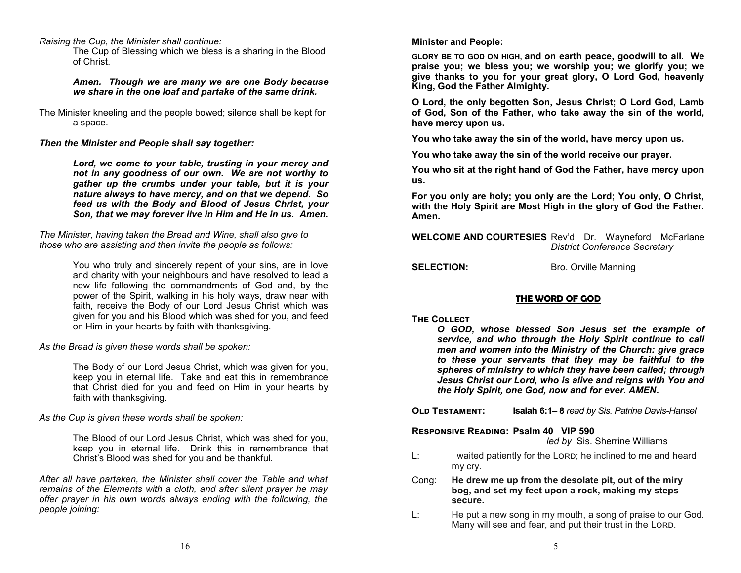*Raising the Cup, the Minister shall continue:*

The Cup of Blessing which we bless is a sharing in the Blood of Christ.

***Amen. Though we are many we are one Body because we share in the one loaf and partake of the same drink.***

The Minister kneeling and the people bowed; silence shall be kept for a space.

***Then the Minister and People shall say together:***

***Lord, we come to your table, trusting in your mercy and not in any goodness of our own. We are not worthy to gather up the crumbs under your table, but it is your nature always to have mercy, and on that we depend. So feed us with the Body and Blood of Jesus Christ, your Son, that we may forever live in Him and He in us. Amen.***

*The Minister, having taken the Bread and Wine, shall also give to those who are assisting and then invite the people as follows:*

You who truly and sincerely repent of your sins, are in love and charity with your neighbours and have resolved to lead a new life following the commandments of God and, by the power of the Spirit, walking in his holy ways, draw near with faith, receive the Body of our Lord Jesus Christ which was given for you and his Blood which was shed for you, and feed on Him in your hearts by faith with thanksgiving.

*As the Bread is given these words shall be spoken:*

The Body of our Lord Jesus Christ, which was given for you, keep you in eternal life. Take and eat this in remembrance that Christ died for you and feed on Him in your hearts by faith with thanksgiving.

*As the Cup is given these words shall be spoken:*

The Blood of our Lord Jesus Christ, which was shed for you, keep you in eternal life. Drink this in remembrance that Christ's Blood was shed for you and be thankful.

*After all have partaken, the Minister shall cover the Table and what remains of the Elements with a cloth, and after silent prayer he may offer prayer in his own words always ending with the following, the people joining:*

**Minister and People:**

**GLORY BE TO GOD ON HIGH, and on earth peace, goodwill to all. We praise you; we bless you; we worship you; we glorify you; we give thanks to you for your great glory, O Lord God, heavenly King, God the Father Almighty.**

**O Lord, the only begotten Son, Jesus Christ; O Lord God, Lamb of God, Son of the Father, who take away the sin of the world, have mercy upon us.**

**You who take away the sin of the world, have mercy upon us.**

**You who take away the sin of the world receive our prayer.**

**You who sit at the right hand of God the Father, have mercy upon us.**

**For you only are holy; you only are the Lord; You only, O Christ, with the Holy Spirit are Most High in the glory of God the Father. Amen.**

**WELCOME AND COURTESIES** Rev'd Dr. Wayneford McFarlane
*District Conference Secretary*

**SELECTION:** Bro. Orville Manning

## THE WORD OF GOD

**THE COLLECT**

***O GOD, whose blessed Son Jesus set the example of service, and who through the Holy Spirit continue to call men and women into the Ministry of the Church: give grace to these your servants that they may be faithful to the spheres of ministry to which they have been called; through Jesus Christ our Lord, who is alive and reigns with You and the Holy Spirit, one God, now and for ever. AMEN.***

**OLD TESTAMENT:** **Isaiah 6:1– 8** *read by Sis. Patrine Davis-Hansel*

**RESPONSIVE READING: Psalm 40 VIP 590**
*led by* Sis. Sherrine Williams

L: I waited patiently for the LORD; he inclined to me and heard my cry.

Cong: **He drew me up from the desolate pit, out of the miry bog, and set my feet upon a rock, making my steps secure.**

L: He put a new song in my mouth, a song of praise to our God. Many will see and fear, and put their trust in the LORD.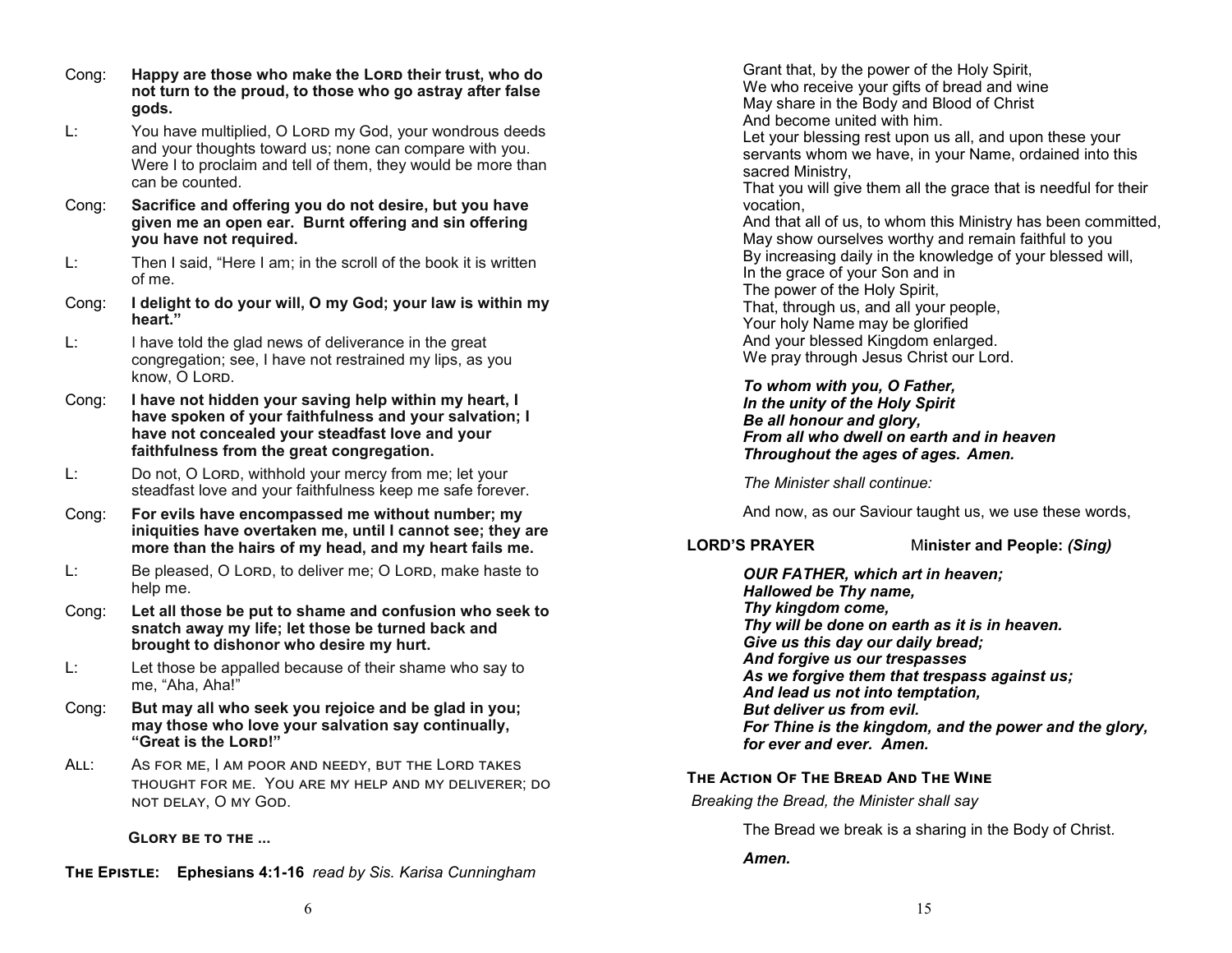Cong: **Happy are those who make the LORD their trust, who do not turn to the proud, to those who go astray after false gods.**

L: You have multiplied, O LORD my God, your wondrous deeds and your thoughts toward us; none can compare with you. Were I to proclaim and tell of them, they would be more than can be counted.

Cong: **Sacrifice and offering you do not desire, but you have given me an open ear. Burnt offering and sin offering you have not required.**

L: Then I said, "Here I am; in the scroll of the book it is written of me.

Cong: **I delight to do your will, O my God; your law is within my heart."**

L: I have told the glad news of deliverance in the great congregation; see, I have not restrained my lips, as you know, O LORD.

Cong: **I have not hidden your saving help within my heart, I have spoken of your faithfulness and your salvation; I have not concealed your steadfast love and your faithfulness from the great congregation.**

L: Do not, O LORD, withhold your mercy from me; let your steadfast love and your faithfulness keep me safe forever.

Cong: **For evils have encompassed me without number; my iniquities have overtaken me, until I cannot see; they are more than the hairs of my head, and my heart fails me.**

L: Be pleased, O LORD, to deliver me; O LORD, make haste to help me.

Cong: **Let all those be put to shame and confusion who seek to snatch away my life; let those be turned back and brought to dishonor who desire my hurt.**

L: Let those be appalled because of their shame who say to me, "Aha, Aha!"

Cong: **But may all who seek you rejoice and be glad in you; may those who love your salvation say continually, "Great is the LORD!"**

ALL: AS FOR ME, I AM POOR AND NEEDY, BUT THE LORD TAKES THOUGHT FOR ME. YOU ARE MY HELP AND MY DELIVERER; DO NOT DELAY, O MY GOD.

**GLORY BE TO THE ...**

**THE EPISTLE: Ephesians 4:1-16** *read by Sis. Karisa Cunningham*

Grant that, by the power of the Holy Spirit,
We who receive your gifts of bread and wine
May share in the Body and Blood of Christ
And become united with him.
Let your blessing rest upon us all, and upon these your servants whom we have, in your Name, ordained into this sacred Ministry,
That you will give them all the grace that is needful for their vocation,
And that all of us, to whom this Ministry has been committed,
May show ourselves worthy and remain faithful to you
By increasing daily in the knowledge of your blessed will,
In the grace of your Son and in
The power of the Holy Spirit,
That, through us, and all your people,
Your holy Name may be glorified
And your blessed Kingdom enlarged.
We pray through Jesus Christ our Lord.

***To whom with you, O Father,***
***In the unity of the Holy Spirit***
***Be all honour and glory,***
***From all who dwell on earth and in heaven***
***Throughout the ages of ages. Amen.***

*The Minister shall continue:*

And now, as our Saviour taught us, we use these words,

**LORD'S PRAYER** **Minister and People:** ***(Sing)***

***OUR FATHER, which art in heaven;***
***Hallowed be Thy name,***
***Thy kingdom come,***
***Thy will be done on earth as it is in heaven.***
***Give us this day our daily bread;***
***And forgive us our trespasses***
***As we forgive them that trespass against us;***
***And lead us not into temptation,***
***But deliver us from evil.***
***For Thine is the kingdom, and the power and the glory, for ever and ever. Amen.***

**THE ACTION OF THE BREAD AND THE WINE**

*Breaking the Bread, the Minister shall say*

The Bread we break is a sharing in the Body of Christ.

***Amen.***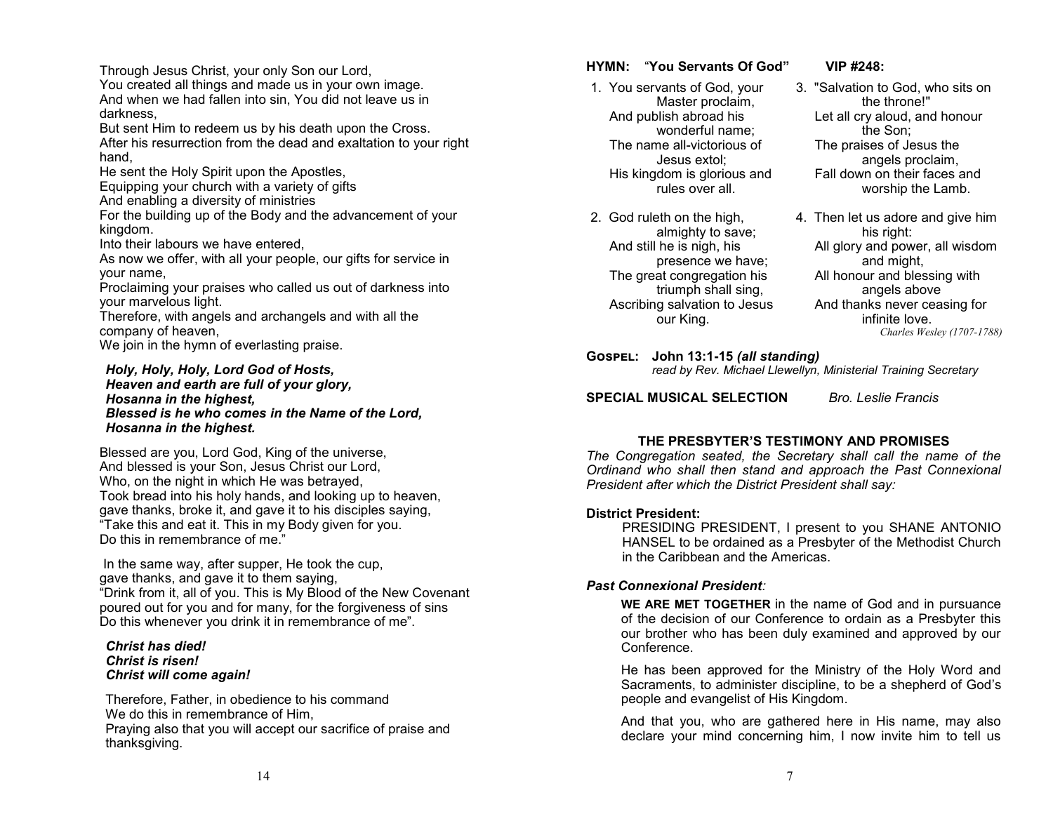Through Jesus Christ, your only Son our Lord,
You created all things and made us in your own image.
And when we had fallen into sin, You did not leave us in darkness,
But sent Him to redeem us by his death upon the Cross.
After his resurrection from the dead and exaltation to your right hand,
He sent the Holy Spirit upon the Apostles,
Equipping your church with a variety of gifts
And enabling a diversity of ministries
For the building up of the Body and the advancement of your kingdom.
Into their labours we have entered,
As now we offer, with all your people, our gifts for service in your name,
Proclaiming your praises who called us out of darkness into your marvelous light.
Therefore, with angels and archangels and with all the company of heaven,
We join in the hymn of everlasting praise.

***Holy, Holy, Holy, Lord God of Hosts,***
***Heaven and earth are full of your glory,***
***Hosanna in the highest,***
***Blessed is he who comes in the Name of the Lord,***
***Hosanna in the highest.***

Blessed are you, Lord God, King of the universe,
And blessed is your Son, Jesus Christ our Lord,
Who, on the night in which He was betrayed,
Took bread into his holy hands, and looking up to heaven,
gave thanks, broke it, and gave it to his disciples saying,
"Take this and eat it. This in my Body given for you.
Do this in remembrance of me."

In the same way, after supper, He took the cup,
gave thanks, and gave it to them saying,
"Drink from it, all of you. This is My Blood of the New Covenant poured out for you and for many, for the forgiveness of sins
Do this whenever you drink it in remembrance of me".

***Christ has died!***
***Christ is risen!***
***Christ will come again!***

Therefore, Father, in obedience to his command
We do this in remembrance of Him,
Praying also that you will accept our sacrifice of praise and thanksgiving.

**HYMN:** "**You Servants Of God"** **VIP #248:**

1. You servants of God, your Master proclaim,
And publish abroad his wonderful name;
The name all-victorious of Jesus extol;
His kingdom is glorious and rules over all.

2. God ruleth on the high, almighty to save;
And still he is nigh, his presence we have;
The great congregation his triumph shall sing,
Ascribing salvation to Jesus our King.

3. "Salvation to God, who sits on the throne!"
Let all cry aloud, and honour the Son;
The praises of Jesus the angels proclaim,
Fall down on their faces and worship the Lamb.

4. Then let us adore and give him his right:
All glory and power, all wisdom and might,
All honour and blessing with angels above
And thanks never ceasing for infinite love.

*Charles Wesley (1707-1788)*

**GOSPEL: John 13:1-15** ***(all standing)***
*read by Rev. Michael Llewellyn, Ministerial Training Secretary*

**SPECIAL MUSICAL SELECTION** *Bro. Leslie Francis*

**THE PRESBYTER'S TESTIMONY AND PROMISES**

*The Congregation seated, the Secretary shall call the name of the Ordinand who shall then stand and approach the Past Connexional President after which the District President shall say:*

**District President:**

PRESIDING PRESIDENT, I present to you SHANE ANTONIO HANSEL to be ordained as a Presbyter of the Methodist Church in the Caribbean and the Americas.

***Past Connexional President:***

**WE ARE MET TOGETHER** in the name of God and in pursuance of the decision of our Conference to ordain as a Presbyter this our brother who has been duly examined and approved by our Conference.

He has been approved for the Ministry of the Holy Word and Sacraments, to administer discipline, to be a shepherd of God's people and evangelist of His Kingdom.

And that you, who are gathered here in His name, may also declare your mind concerning him, I now invite him to tell us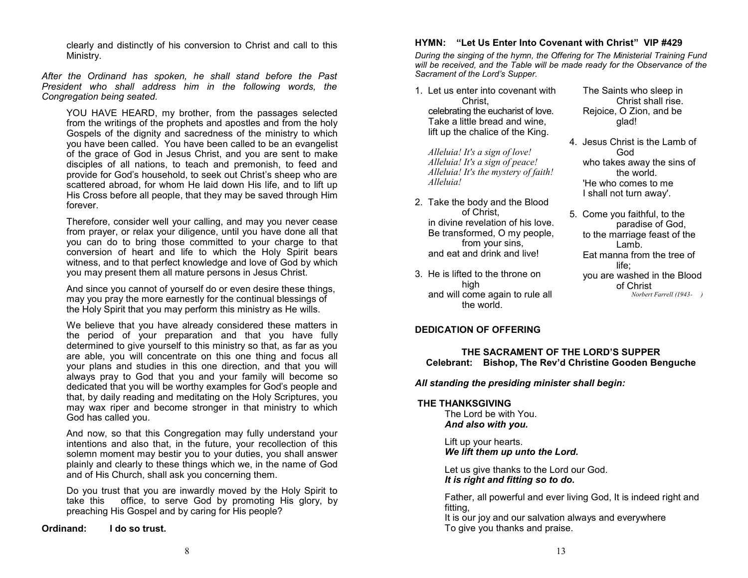clearly and distinctly of his conversion to Christ and call to this Ministry.

*After the Ordinand has spoken, he shall stand before the Past President who shall address him in the following words, the Congregation being seated.*

YOU HAVE HEARD, my brother, from the passages selected from the writings of the prophets and apostles and from the holy Gospels of the dignity and sacredness of the ministry to which you have been called. You have been called to be an evangelist of the grace of God in Jesus Christ, and you are sent to make disciples of all nations, to teach and premonish, to feed and provide for God's household, to seek out Christ's sheep who are scattered abroad, for whom He laid down His life, and to lift up His Cross before all people, that they may be saved through Him forever.

Therefore, consider well your calling, and may you never cease from prayer, or relax your diligence, until you have done all that you can do to bring those committed to your charge to that conversion of heart and life to which the Holy Spirit bears witness, and to that perfect knowledge and love of God by which you may present them all mature persons in Jesus Christ.

And since you cannot of yourself do or even desire these things, may you pray the more earnestly for the continual blessings of the Holy Spirit that you may perform this ministry as He wills.

We believe that you have already considered these matters in the period of your preparation and that you have fully determined to give yourself to this ministry so that, as far as you are able, you will concentrate on this one thing and focus all your plans and studies in this one direction, and that you will always pray to God that you and your family will become so dedicated that you will be worthy examples for God's people and that, by daily reading and meditating on the Holy Scriptures, you may wax riper and become stronger in that ministry to which God has called you.

And now, so that this Congregation may fully understand your intentions and also that, in the future, your recollection of this solemn moment may bestir you to your duties, you shall answer plainly and clearly to these things which we, in the name of God and of His Church, shall ask you concerning them.

Do you trust that you are inwardly moved by the Holy Spirit to take this office, to serve God by promoting His glory, by preaching His Gospel and by caring for His people?

**Ordinand: I do so trust.**

**HYMN: "Let Us Enter Into Covenant with Christ" VIP #429**

*During the singing of the hymn, the Offering for The Ministerial Training Fund will be received, and the Table will be made ready for the Observance of the Sacrament of the Lord's Supper.*

1. Let us enter into covenant with Christ,
celebrating the eucharist of love.
Take a little bread and wine,
lift up the chalice of the King.

*Alleluia! It's a sign of love!*
*Alleluia! It's a sign of peace!*
*Alleluia! It's the mystery of faith!*
*Alleluia!*

2. Take the body and the Blood of Christ,
in divine revelation of his love.
Be transformed, O my people, from your sins,
and eat and drink and live!

3. He is lifted to the throne on high
and will come again to rule all the world.
The Saints who sleep in Christ shall rise.
Rejoice, O Zion, and be glad!

4. Jesus Christ is the Lamb of God
who takes away the sins of the world.
'He who comes to me
I shall not turn away'.

5. Come you faithful, to the paradise of God,
to the marriage feast of the Lamb.
Eat manna from the tree of life;
you are washed in the Blood of Christ

*Norbert Farrell (1943- )*

**DEDICATION OF OFFERING**

**THE SACRAMENT OF THE LORD'S SUPPER**
**Celebrant: Bishop, The Rev'd Christine Gooden Benguche**

***All standing the presiding minister shall begin:***

**THE THANKSGIVING**

The Lord be with You.
***And also with you.***

Lift up your hearts.
***We lift them up unto the Lord.***

Let us give thanks to the Lord our God.
***It is right and fitting so to do.***

Father, all powerful and ever living God, It is indeed right and fitting,
It is our joy and our salvation always and everywhere
To give you thanks and praise.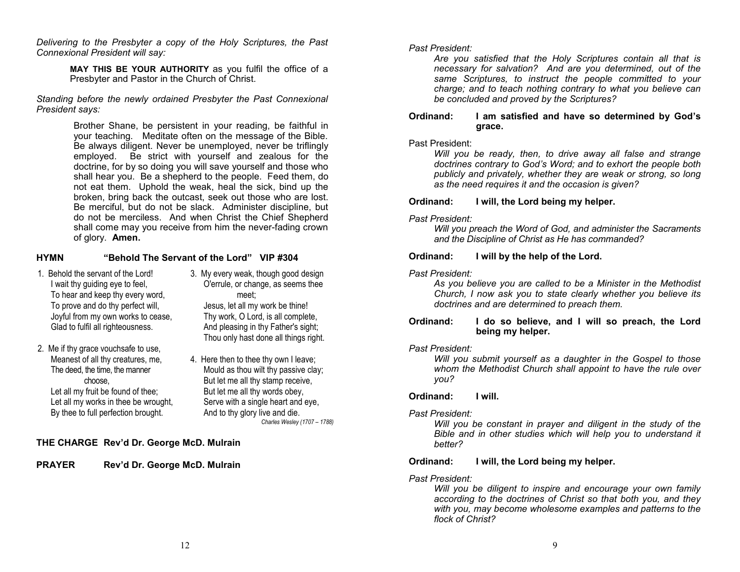*Delivering to the Presbyter a copy of the Holy Scriptures, the Past Connexional President will say:*

> **MAY THIS BE YOUR AUTHORITY** as you fulfil the office of a Presbyter and Pastor in the Church of Christ.

*Standing before the newly ordained Presbyter the Past Connexional President says:*

> Brother Shane, be persistent in your reading, be faithful in your teaching. Meditate often on the message of the Bible. Be always diligent. Never be unemployed, never be triflingly employed. Be strict with yourself and zealous for the doctrine, for by so doing you will save yourself and those who shall hear you. Be a shepherd to the people. Feed them, do not eat them. Uphold the weak, heal the sick, bind up the broken, bring back the outcast, seek out those who are lost. Be merciful, but do not be slack. Administer discipline, but do not be merciless. And when Christ the Chief Shepherd shall come may you receive from him the never-fading crown of glory. **Amen.**

**HYMN "Behold The Servant of the Lord" VIP #304**

1. Behold the servant of the Lord!
I wait thy guiding eye to feel,
To hear and keep thy every word,
To prove and do thy perfect will,
Joyful from my own works to cease,
Glad to fulfil all righteousness.

2. Me if thy grace vouchsafe to use,
Meanest of all thy creatures, me,
The deed, the time, the manner choose,
Let all my fruit be found of thee;
Let all my works in thee be wrought,
By thee to full perfection brought.

3. My every weak, though good design
O'errule, or change, as seems thee meet;
Jesus, let all my work be thine!
Thy work, O Lord, is all complete,
And pleasing in thy Father's sight;
Thou only hast done all things right.

4. Here then to thee thy own I leave;
Mould as thou wilt thy passive clay;
But let me all thy stamp receive,
But let me all thy words obey,
Serve with a single heart and eye,
And to thy glory live and die.

*Charles Wesley (1707 – 1788)*

**THE CHARGE Rev'd Dr. George McD. Mulrain**

**PRAYER Rev'd Dr. George McD. Mulrain**

*Past President:*
*Are you satisfied that the Holy Scriptures contain all that is necessary for salvation? And are you determined, out of the same Scriptures, to instruct the people committed to your charge; and to teach nothing contrary to what you believe can be concluded and proved by the Scriptures?*

**Ordinand: I am satisfied and have so determined by God's grace.**

Past President:
*Will you be ready, then, to drive away all false and strange doctrines contrary to God's Word; and to exhort the people both publicly and privately, whether they are weak or strong, so long as the need requires it and the occasion is given?*

**Ordinand: I will, the Lord being my helper.**

*Past President:*
*Will you preach the Word of God, and administer the Sacraments and the Discipline of Christ as He has commanded?*

**Ordinand: I will by the help of the Lord.**

*Past President:*
*As you believe you are called to be a Minister in the Methodist Church, I now ask you to state clearly whether you believe its doctrines and are determined to preach them.*

**Ordinand: I do so believe, and I will so preach, the Lord being my helper.**

*Past President:*
*Will you submit yourself as a daughter in the Gospel to those whom the Methodist Church shall appoint to have the rule over you?*

**Ordinand: I will.**

*Past President:*
*Will you be constant in prayer and diligent in the study of the Bible and in other studies which will help you to understand it better?*

**Ordinand: I will, the Lord being my helper.**

*Past President:*
*Will you be diligent to inspire and encourage your own family according to the doctrines of Christ so that both you, and they with you, may become wholesome examples and patterns to the flock of Christ?*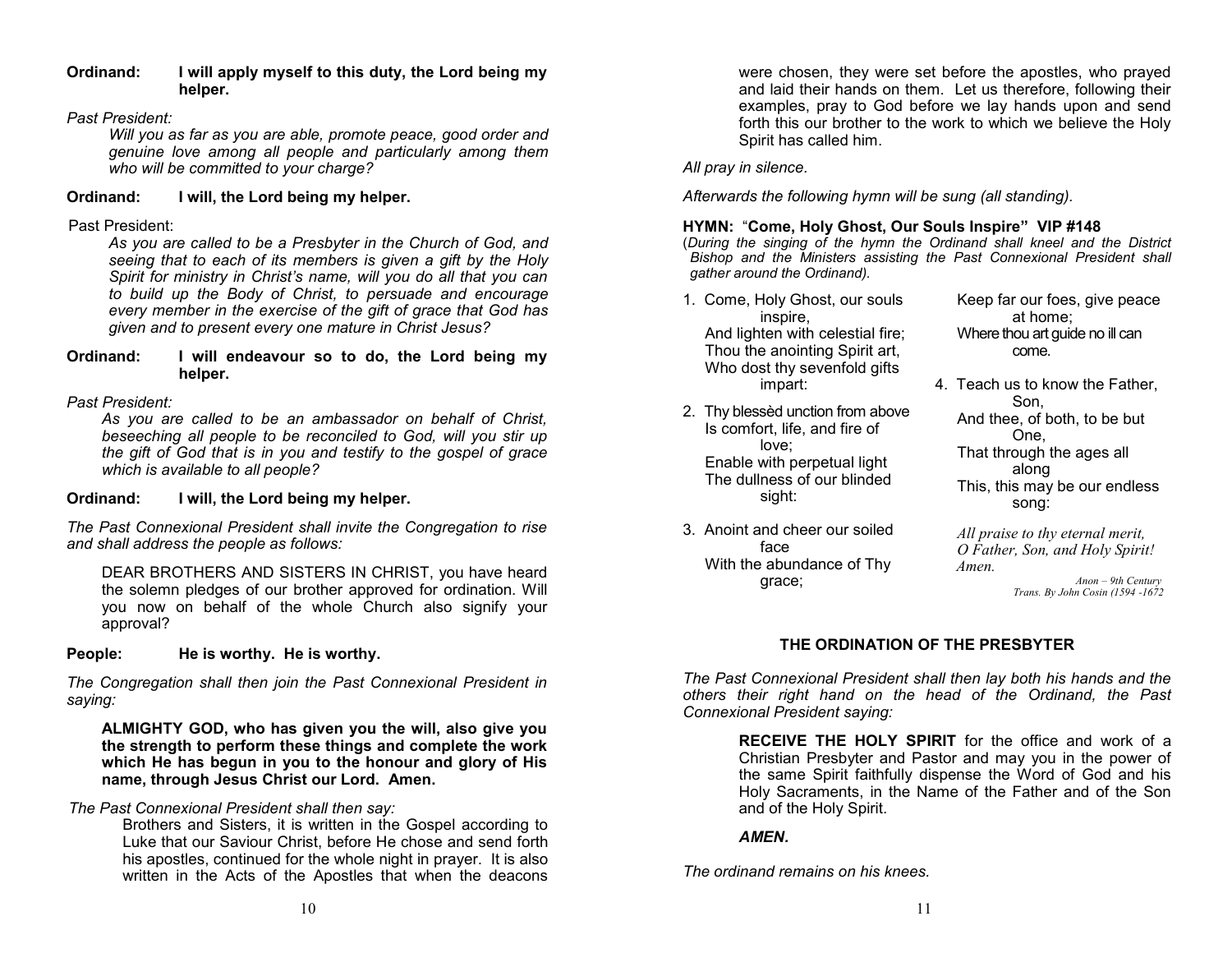**Ordinand: I will apply myself to this duty, the Lord being my helper.**

*Past President:*

*Will you as far as you are able, promote peace, good order and genuine love among all people and particularly among them who will be committed to your charge?*

**Ordinand: I will, the Lord being my helper.**

Past President:

*As you are called to be a Presbyter in the Church of God, and seeing that to each of its members is given a gift by the Holy Spirit for ministry in Christ's name, will you do all that you can to build up the Body of Christ, to persuade and encourage every member in the exercise of the gift of grace that God has given and to present every one mature in Christ Jesus?*

**Ordinand: I will endeavour so to do, the Lord being my helper.**

*Past President:*

*As you are called to be an ambassador on behalf of Christ, beseeching all people to be reconciled to God, will you stir up the gift of God that is in you and testify to the gospel of grace which is available to all people?*

**Ordinand: I will, the Lord being my helper.**

*The Past Connexional President shall invite the Congregation to rise and shall address the people as follows:*

DEAR BROTHERS AND SISTERS IN CHRIST, you have heard the solemn pledges of our brother approved for ordination. Will you now on behalf of the whole Church also signify your approval?

**People: He is worthy. He is worthy.**

*The Congregation shall then join the Past Connexional President in saying:*

**ALMIGHTY GOD, who has given you the will, also give you the strength to perform these things and complete the work which He has begun in you to the honour and glory of His name, through Jesus Christ our Lord. Amen.**

*The Past Connexional President shall then say:*

Brothers and Sisters, it is written in the Gospel according to Luke that our Saviour Christ, before He chose and send forth his apostles, continued for the whole night in prayer. It is also written in the Acts of the Apostles that when the deacons were chosen, they were set before the apostles, who prayed and laid their hands on them. Let us therefore, following their examples, pray to God before we lay hands upon and send forth this our brother to the work to which we believe the Holy Spirit has called him.

*All pray in silence.*

*Afterwards the following hymn will be sung (all standing).*

**HYMN: "Come, Holy Ghost, Our Souls Inspire" VIP #148**

(*During the singing of the hymn the Ordinand shall kneel and the District Bishop and the Ministers assisting the Past Connexional President shall gather around the Ordinand).*

1. Come, Holy Ghost, our souls inspire,
   And lighten with celestial fire;
   Thou the anointing Spirit art,
   Who dost thy sevenfold gifts impart:

2. Thy blessèd unction from above
   Is comfort, life, and fire of love;
   Enable with perpetual light
   The dullness of our blinded sight:

3. Anoint and cheer our soiled face
   With the abundance of Thy grace;
   Keep far our foes, give peace at home;
   Where thou art guide no ill can come.

4. Teach us to know the Father, Son,
   And thee, of both, to be but One,
   That through the ages all along
   This, this may be our endless song:

   *All praise to thy eternal merit,*
   *O Father, Son, and Holy Spirit!*
   *Amen.*

*Anon – 9th Century*
*Trans. By John Cosin (1594 -1672*

## THE ORDINATION OF THE PRESBYTER

*The Past Connexional President shall then lay both his hands and the others their right hand on the head of the Ordinand, the Past Connexional President saying:*

**RECEIVE THE HOLY SPIRIT** for the office and work of a Christian Presbyter and Pastor and may you in the power of the same Spirit faithfully dispense the Word of God and his Holy Sacraments, in the Name of the Father and of the Son and of the Holy Spirit.

***AMEN.***

*The ordinand remains on his knees.*